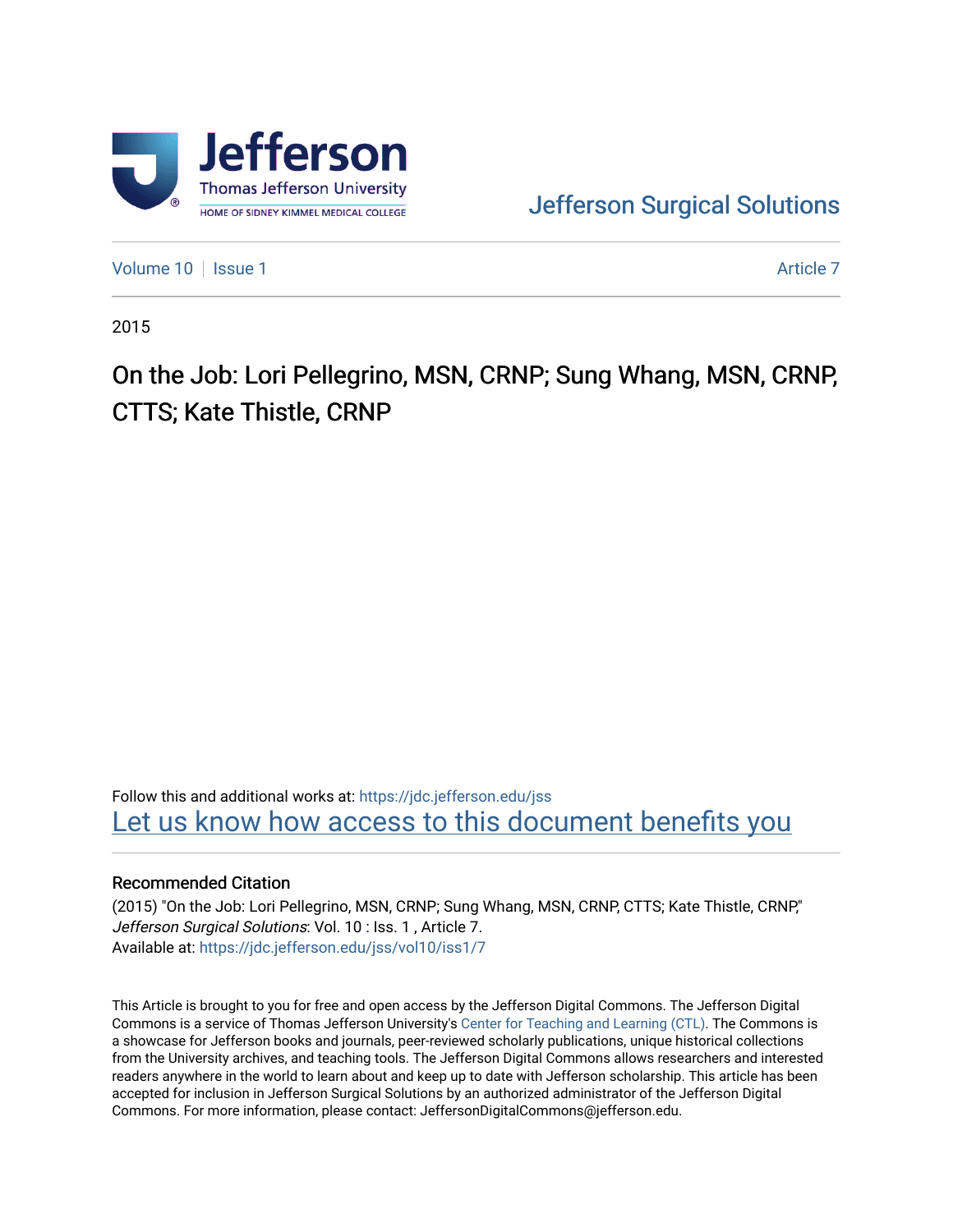Jefferson Surgical Solutions

Volume 10 | Issue 1 — Article 7

2015

# On the Job: Lori Pellegrino, MSN, CRNP; Sung Whang, MSN, CRNP, CTTS; Kate Thistle, CRNP

Follow this and additional works at: https://jdc.jefferson.edu/jss

Let us know how access to this document benefits you

## Recommended Citation

(2015) "On the Job: Lori Pellegrino, MSN, CRNP; Sung Whang, MSN, CRNP, CTTS; Kate Thistle, CRNP," *Jefferson Surgical Solutions*: Vol. 10 : Iss. 1 , Article 7.
Available at: https://jdc.jefferson.edu/jss/vol10/iss1/7

This Article is brought to you for free and open access by the Jefferson Digital Commons. The Jefferson Digital Commons is a service of Thomas Jefferson University's Center for Teaching and Learning (CTL). The Commons is a showcase for Jefferson books and journals, peer-reviewed scholarly publications, unique historical collections from the University archives, and teaching tools. The Jefferson Digital Commons allows researchers and interested readers anywhere in the world to learn about and keep up to date with Jefferson scholarship. This article has been accepted for inclusion in Jefferson Surgical Solutions by an authorized administrator of the Jefferson Digital Commons. For more information, please contact: JeffersonDigitalCommons@jefferson.edu.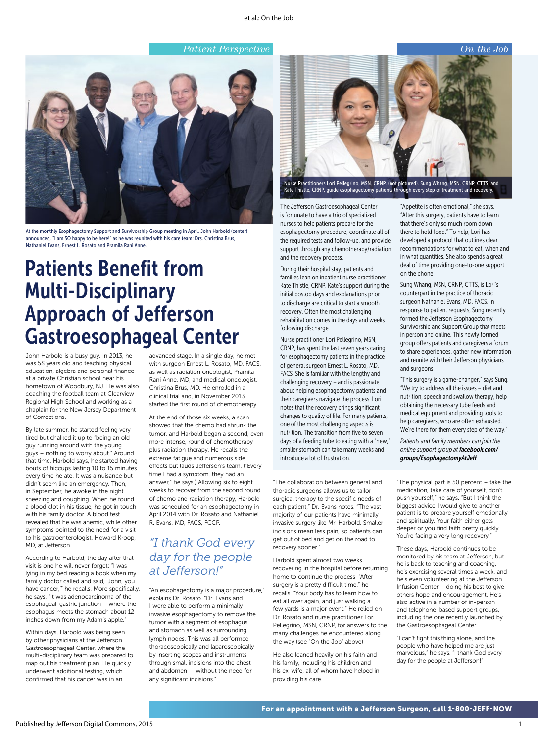*Patient Perspective*

At the monthly Esophagectomy Support and Survivorship Group meeting in April, John Harbold (center) announced, "I am SO happy to be here!" as he was reunited with his care team: Drs. Christina Brus, Nathaniel Evans, Ernest L. Rosato and Pramila Rani Anne.

# Patients Benefit from Multi-Disciplinary Approach of Jefferson Gastroesophageal Center

John Harbold is a busy guy. In 2013, he was 58 years old and teaching physical education, algebra and personal finance at a private Christian school near his hometown of Woodbury, NJ. He was also coaching the football team at Clearview Regional High School and working as a chaplain for the New Jersey Department of Corrections.

By late summer, he started feeling very tired but chalked it up to "being an old guy running around with the young guys – nothing to worry about." Around that time, Harbold says, he started having bouts of hiccups lasting 10 to 15 minutes every time he ate. It was a nuisance but didn't seem like an emergency. Then, in September, he awoke in the night sneezing and coughing. When he found a blood clot in his tissue, he got in touch with his family doctor. A blood test revealed that he was anemic, while other symptoms pointed to the need for a visit to his gastroenterologist, Howard Kroop, MD, at Jefferson.

According to Harbold, the day after that visit is one he will never forget: "I was lying in my bed reading a book when my family doctor called and said, 'John, you have cancer,'" he recalls. More specifically, he says, "It was adenocarcinoma of the esophageal-gastric junction – where the esophagus meets the stomach about 12 inches down from my Adam's apple."

Within days, Harbold was being seen by other physicians at the Jefferson Gastroesophageal Center, where the multi-disciplinary team was prepared to map out his treatment plan. He quickly underwent additional testing, which confirmed that his cancer was in an advanced stage. In a single day, he met with surgeon Ernest L. Rosato, MD, FACS, as well as radiation oncologist, Pramila Rani Anne, MD, and medical oncologist, Christina Brus, MD. He enrolled in a clinical trial and, in November 2013, started the first round of chemotherapy.

At the end of those six weeks, a scan showed that the chemo had shrunk the tumor, and Harbold began a second, even more intense, round of chemotherapy plus radiation therapy. He recalls the extreme fatigue and numerous side effects but lauds Jefferson's team. ("Every time I had a symptom, they had an answer," he says.) Allowing six to eight weeks to recover from the second round of chemo and radiation therapy, Harbold was scheduled for an esophagectomy in April 2014 with Dr. Rosato and Nathaniel R. Evans, MD, FACS, FCCP.

*"I thank God every day for the people at Jefferson!"*

"An esophagectomy is a major procedure," explains Dr. Rosato. "Dr. Evans and I were able to perform a minimally invasive esophagectomy to remove the tumor with a segment of esophagus and stomach as well as surrounding lymph nodes. This was all performed thoracoscopically and laparoscopically – by inserting scopes and instruments through small incisions into the chest and abdomen — without the need for any significant incisions."

"The collaboration between general and thoracic surgeons allows us to tailor surgical therapy to the specific needs of each patient," Dr. Evans notes. "The vast majority of our patients have minimally invasive surgery like Mr. Harbold. Smaller incisions mean less pain, so patients can get out of bed and get on the road to recovery sooner."

Harbold spent almost two weeks recovering in the hospital before returning home to continue the process. "After surgery is a pretty difficult time," he recalls. "Your body has to learn how to eat all over again, and just walking a few yards is a major event." He relied on Dr. Rosato and nurse practitioner Lori Pellegrino, MSN, CRNP, for answers to the many challenges he encountered along the way (see "On the Job" above).

He also leaned heavily on his faith and his family, including his children and his ex-wife, all of whom have helped in providing his care.

"The physical part is 50 percent – take the medication, take care of yourself, don't push yourself," he says. "But I think the biggest advice I would give to another patient is to prepare yourself emotionally and spiritually. Your faith either gets deeper or you find faith pretty quickly. You're facing a very long recovery."

These days, Harbold continues to be monitored by his team at Jefferson, but he is back to teaching and coaching, he's exercising several times a week, and he's even volunteering at the Jefferson Infusion Center – doing his best to give others hope and encouragement. He's also active in a number of in-person and telephone-based support groups, including the one recently launched by the Gastroesophageal Center.

"I can't fight this thing alone, and the people who have helped me are just marvelous," he says. "I thank God every day for the people at Jefferson!"

*On the Job*

Nurse Practitioners Lori Pellegrino, MSN, CRNP, (not pictured), Sung Whang, MSN, CRNP, CTTS, and Kate Thistle, CRNP, guide esophagectomy patients through every step of treatment and recovery.

The Jefferson Gastroesophageal Center is fortunate to have a trio of specialized nurses to help patients prepare for the esophagectomy procedure, coordinate all of the required tests and follow-up, and provide support through any chemotherapy/radiation and the recovery process.

During their hospital stay, patients and families lean on inpatient nurse practitioner Kate Thistle, CRNP. Kate's support during the initial postop days and explanations prior to discharge are critical to start a smooth recovery. Often the most challenging rehabilitation comes in the days and weeks following discharge.

Nurse practitioner Lori Pellegrino, MSN, CRNP, has spent the last seven years caring for esophagectomy patients in the practice of general surgeon Ernest L. Rosato, MD, FACS. She is familiar with the lengthy and challenging recovery – and is passionate about helping esophagectomy patients and their caregivers navigate the process. Lori notes that the recovery brings significant changes to quality of life. For many patients, one of the most challenging aspects is nutrition. The transition from five to seven days of a feeding tube to eating with a "new," smaller stomach can take many weeks and introduce a lot of frustration.

"Appetite is often emotional," she says. "After this surgery, patients have to learn that there's only so much room down there to hold food." To help, Lori has developed a protocol that outlines clear recommendations for what to eat, when and in what quantities. She also spends a great deal of time providing one-to-one support on the phone.

Sung Whang, MSN, CRNP, CTTS, is Lori's counterpart in the practice of thoracic surgeon Nathaniel Evans, MD, FACS. In response to patient requests, Sung recently formed the Jefferson Esophagectomy Survivorship and Support Group that meets in person and online. This newly formed group offers patients and caregivers a forum to share experiences, gather new information and reunite with their Jefferson physicians and surgeons.

"This surgery is a game-changer," says Sung. "We try to address all the issues – diet and nutrition, speech and swallow therapy, help obtaining the necessary tube feeds and medical equipment and providing tools to help caregivers, who are often exhausted. We're there for them every step of the way."

*Patients and family members can join the online support group at* ***facebook.com/groups/EsophagectomyAtJeff***

**For an appointment with a Jefferson Surgeon, call 1-800-JEFF-NOW**